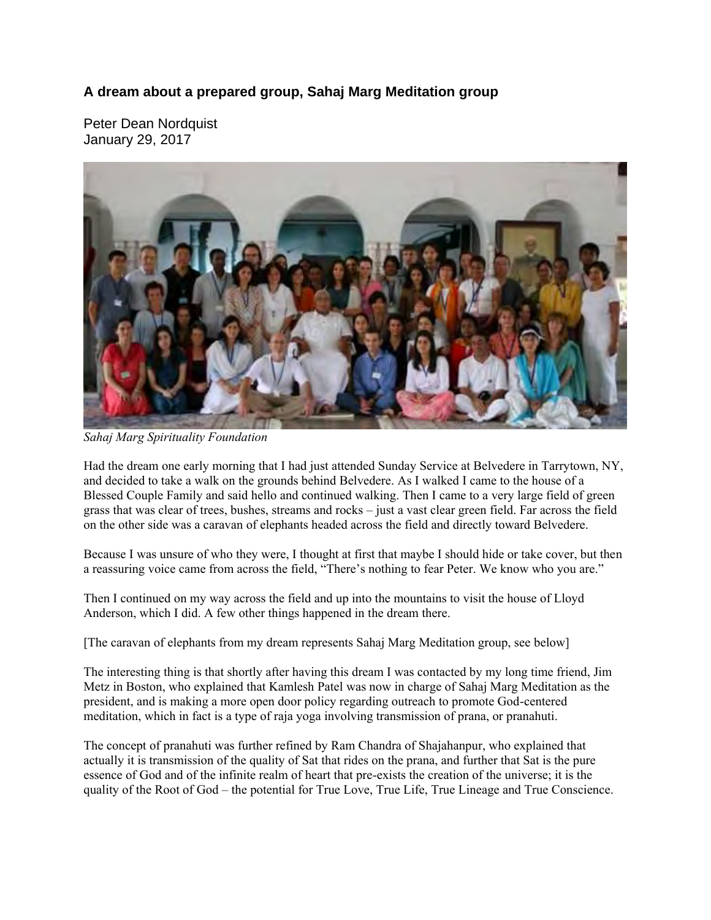### A dream about a prepared group, Sahaj Marg Meditation group

Peter Dean Nordquist
January 29, 2017

*Sahaj Marg Spirituality Foundation*

Had the dream one early morning that I had just attended Sunday Service at Belvedere in Tarrytown, NY, and decided to take a walk on the grounds behind Belvedere. As I walked I came to the house of a Blessed Couple Family and said hello and continued walking. Then I came to a very large field of green grass that was clear of trees, bushes, streams and rocks – just a vast clear green field. Far across the field on the other side was a caravan of elephants headed across the field and directly toward Belvedere.

Because I was unsure of who they were, I thought at first that maybe I should hide or take cover, but then a reassuring voice came from across the field, "There's nothing to fear Peter. We know who you are."

Then I continued on my way across the field and up into the mountains to visit the house of Lloyd Anderson, which I did. A few other things happened in the dream there.

[The caravan of elephants from my dream represents Sahaj Marg Meditation group, see below]

The interesting thing is that shortly after having this dream I was contacted by my long time friend, Jim Metz in Boston, who explained that Kamlesh Patel was now in charge of Sahaj Marg Meditation as the president, and is making a more open door policy regarding outreach to promote God-centered meditation, which in fact is a type of raja yoga involving transmission of prana, or pranahuti.

The concept of pranahuti was further refined by Ram Chandra of Shajahanpur, who explained that actually it is transmission of the quality of Sat that rides on the prana, and further that Sat is the pure essence of God and of the infinite realm of heart that pre-exists the creation of the universe; it is the quality of the Root of God – the potential for True Love, True Life, True Lineage and True Conscience.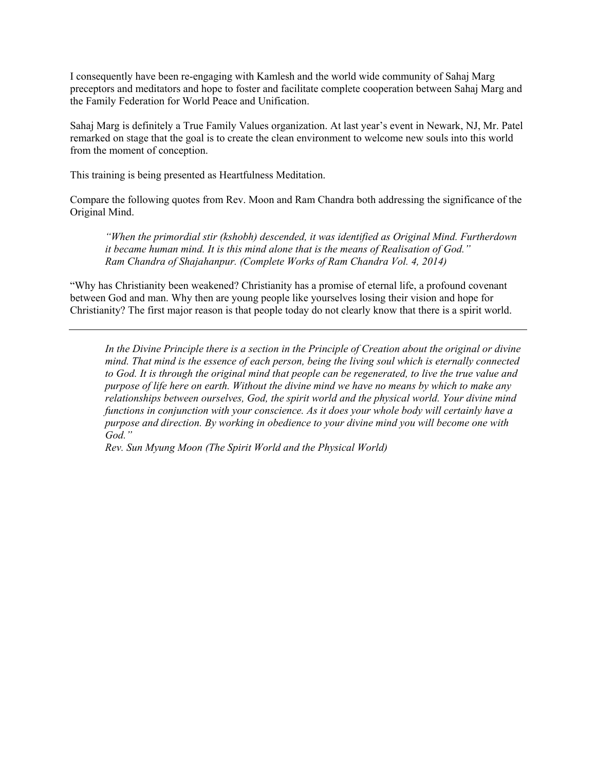I consequently have been re-engaging with Kamlesh and the world wide community of Sahaj Marg preceptors and meditators and hope to foster and facilitate complete cooperation between Sahaj Marg and the Family Federation for World Peace and Unification.

Sahaj Marg is definitely a True Family Values organization. At last year's event in Newark, NJ, Mr. Patel remarked on stage that the goal is to create the clean environment to welcome new souls into this world from the moment of conception.

This training is being presented as Heartfulness Meditation.

Compare the following quotes from Rev. Moon and Ram Chandra both addressing the significance of the Original Mind.

> *"When the primordial stir (kshobh) descended, it was identified as Original Mind. Furtherdown it became human mind. It is this mind alone that is the means of Realisation of God."*
> *Ram Chandra of Shajahanpur. (Complete Works of Ram Chandra Vol. 4, 2014)*

"Why has Christianity been weakened? Christianity has a promise of eternal life, a profound covenant between God and man. Why then are young people like yourselves losing their vision and hope for Christianity? The first major reason is that people today do not clearly know that there is a spirit world.

---

> *In the Divine Principle there is a section in the Principle of Creation about the original or divine mind. That mind is the essence of each person, being the living soul which is eternally connected to God. It is through the original mind that people can be regenerated, to live the true value and purpose of life here on earth. Without the divine mind we have no means by which to make any relationships between ourselves, God, the spirit world and the physical world. Your divine mind functions in conjunction with your conscience. As it does your whole body will certainly have a purpose and direction. By working in obedience to your divine mind you will become one with God."*
> *Rev. Sun Myung Moon (The Spirit World and the Physical World)*